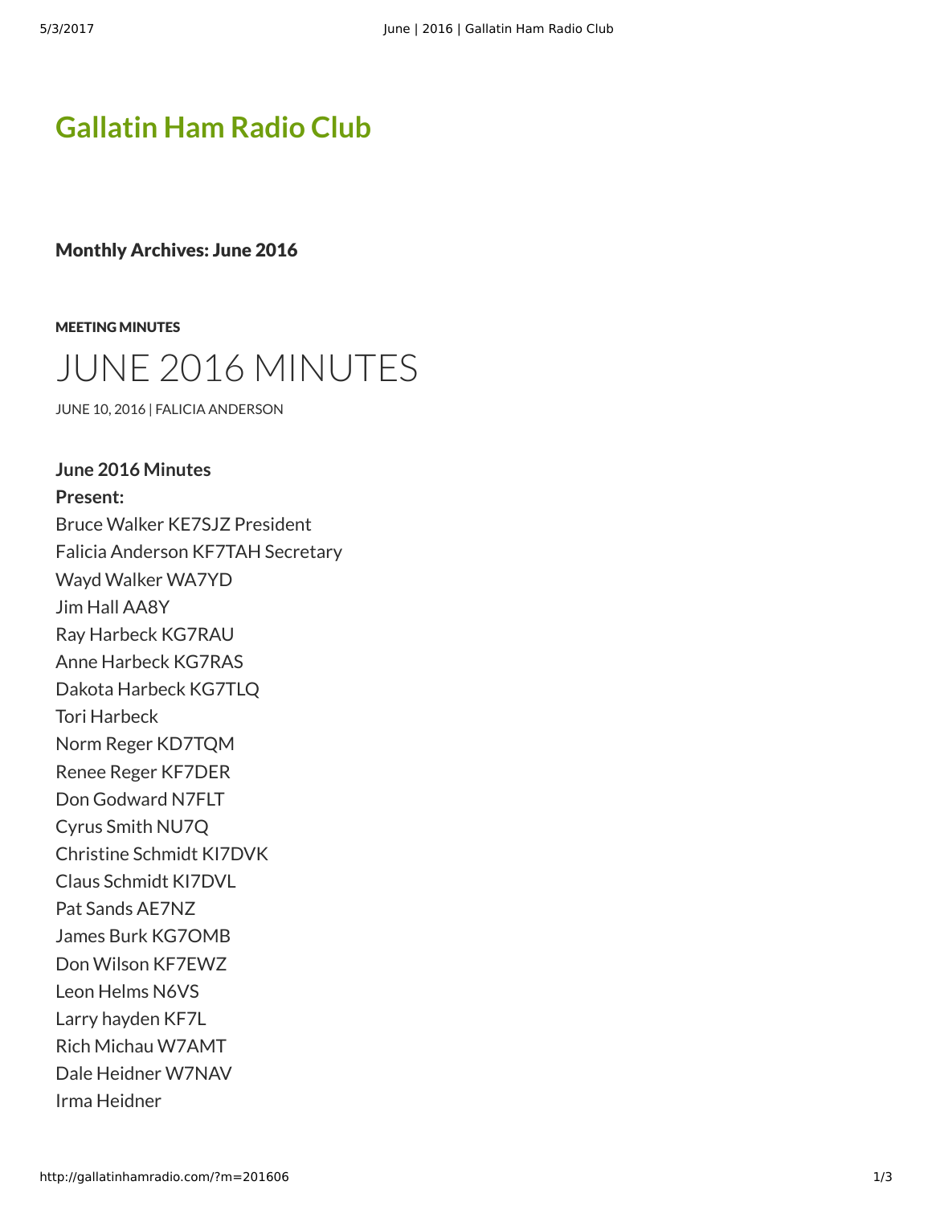# Gallatin Ham Radio Club

## Monthly Archives: June 2016

MEETING MINUTES

# JUNE 2016 MINUTES

JUNE 10, 2016 | FALICIA ANDERSON

**June 2016 Minutes**
**Present:**
Bruce Walker KE7SJZ President
Falicia Anderson KF7TAH Secretary
Wayd Walker WA7YD
Jim Hall AA8Y
Ray Harbeck KG7RAU
Anne Harbeck KG7RAS
Dakota Harbeck KG7TLQ
Tori Harbeck
Norm Reger KD7TQM
Renee Reger KF7DER
Don Godward N7FLT
Cyrus Smith NU7Q
Christine Schmidt KI7DVK
Claus Schmidt KI7DVL
Pat Sands AE7NZ
James Burk KG7OMB
Don Wilson KF7EWZ
Leon Helms N6VS
Larry hayden KF7L
Rich Michau W7AMT
Dale Heidner W7NAV
Irma Heidner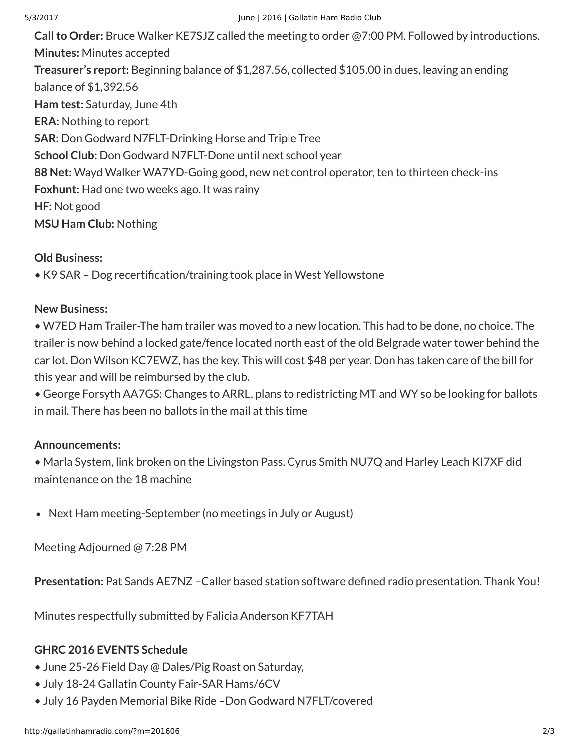**Call to Order:** Bruce Walker KE7SJZ called the meeting to order @7:00 PM. Followed by introductions.
**Minutes:** Minutes accepted
**Treasurer's report:** Beginning balance of $1,287.56, collected $105.00 in dues, leaving an ending balance of $1,392.56
**Ham test:** Saturday, June 4th
**ERA:** Nothing to report
**SAR:** Don Godward N7FLT-Drinking Horse and Triple Tree
**School Club:** Don Godward N7FLT-Done until next school year
**88 Net:** Wayd Walker WA7YD-Going good, new net control operator, ten to thirteen check-ins
**Foxhunt:** Had one two weeks ago. It was rainy
**HF:** Not good
**MSU Ham Club:** Nothing

**Old Business:**

• K9 SAR – Dog recertification/training took place in West Yellowstone

**New Business:**

• W7ED Ham Trailer-The ham trailer was moved to a new location. This had to be done, no choice. The trailer is now behind a locked gate/fence located north east of the old Belgrade water tower behind the car lot. Don Wilson KC7EWZ, has the key. This will cost $48 per year. Don has taken care of the bill for this year and will be reimbursed by the club.

• George Forsyth AA7GS: Changes to ARRL, plans to redistricting MT and WY so be looking for ballots in mail. There has been no ballots in the mail at this time

**Announcements:**

• Marla System, link broken on the Livingston Pass. Cyrus Smith NU7Q and Harley Leach KI7XF did maintenance on the 18 machine

- Next Ham meeting-September (no meetings in July or August)

Meeting Adjourned @ 7:28 PM

**Presentation:** Pat Sands AE7NZ –Caller based station software defined radio presentation. Thank You!

Minutes respectfully submitted by Falicia Anderson KF7TAH

**GHRC 2016 EVENTS Schedule**

• June 25-26 Field Day @ Dales/Pig Roast on Saturday,
• July 18-24 Gallatin County Fair-SAR Hams/6CV
• July 16 Payden Memorial Bike Ride –Don Godward N7FLT/covered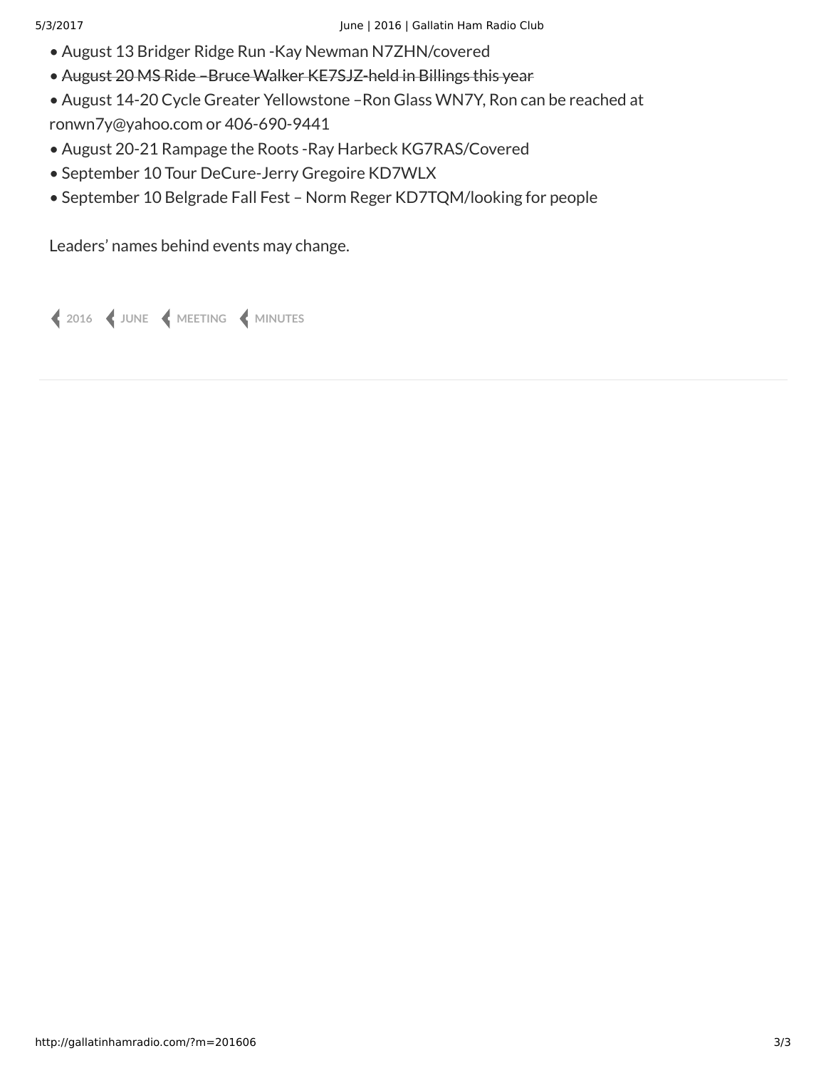- August 13 Bridger Ridge Run -Kay Newman N7ZHN/covered
- ~~August 20 MS Ride –Bruce Walker KE7SJZ-held in Billings this year~~
- August 14-20 Cycle Greater Yellowstone –Ron Glass WN7Y, Ron can be reached at ronwn7y@yahoo.com or 406-690-9441
- August 20-21 Rampage the Roots -Ray Harbeck KG7RAS/Covered
- September 10 Tour DeCure-Jerry Gregoire KD7WLX
- September 10 Belgrade Fall Fest – Norm Reger KD7TQM/looking for people

Leaders' names behind events may change.

2016 JUNE MEETING MINUTES